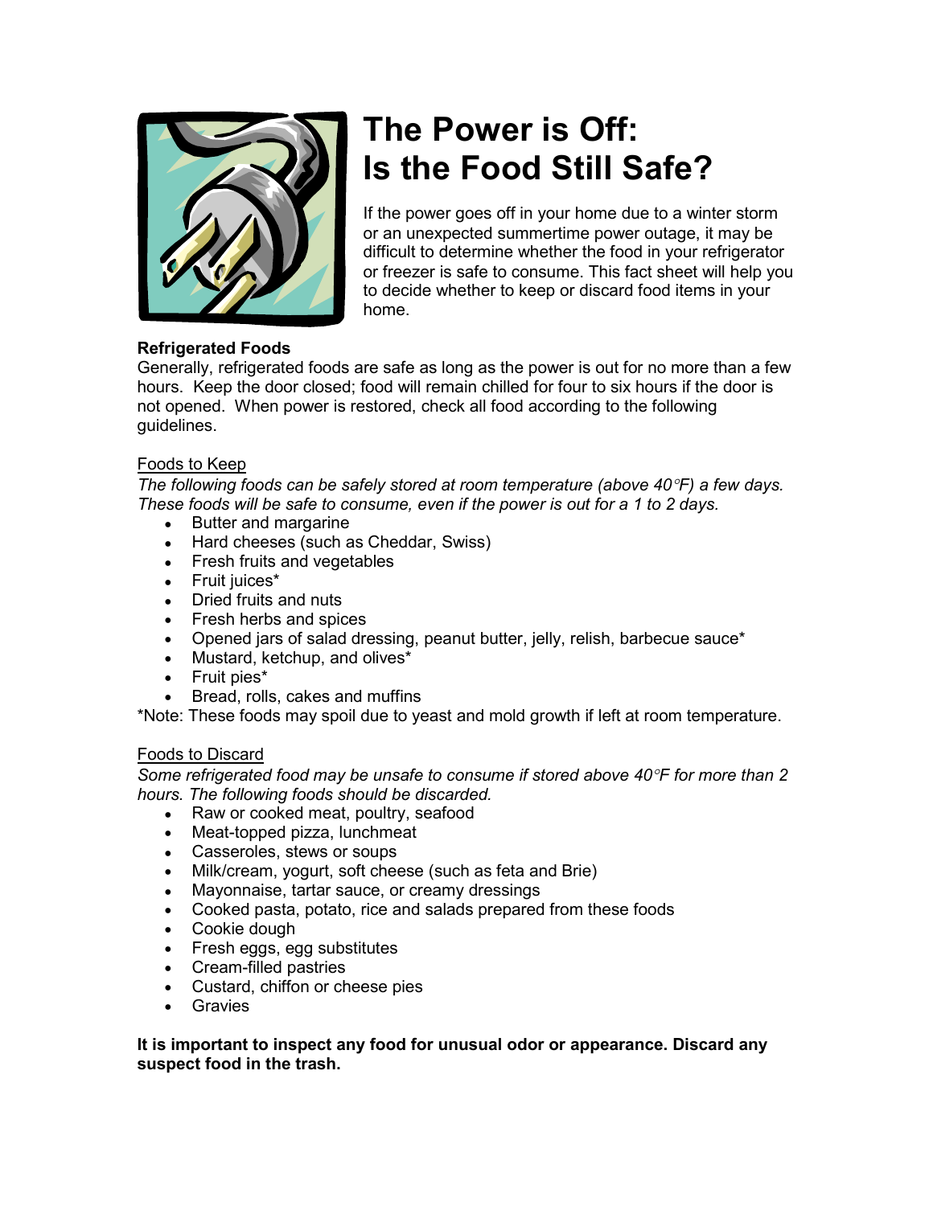# The Power is Off: Is the Food Still Safe?

If the power goes off in your home due to a winter storm or an unexpected summertime power outage, it may be difficult to determine whether the food in your refrigerator or freezer is safe to consume. This fact sheet will help you to decide whether to keep or discard food items in your home.

**Refrigerated Foods**

Generally, refrigerated foods are safe as long as the power is out for no more than a few hours. Keep the door closed; food will remain chilled for four to six hours if the door is not opened. When power is restored, check all food according to the following guidelines.

<u>Foods to Keep</u>

*The following foods can be safely stored at room temperature (above 40°F) a few days. These foods will be safe to consume, even if the power is out for a 1 to 2 days.*

- Butter and margarine
- Hard cheeses (such as Cheddar, Swiss)
- Fresh fruits and vegetables
- Fruit juices*
- Dried fruits and nuts
- Fresh herbs and spices
- Opened jars of salad dressing, peanut butter, jelly, relish, barbecue sauce*
- Mustard, ketchup, and olives*
- Fruit pies*
- Bread, rolls, cakes and muffins

*Note: These foods may spoil due to yeast and mold growth if left at room temperature.

<u>Foods to Discard</u>

*Some refrigerated food may be unsafe to consume if stored above 40°F for more than 2 hours. The following foods should be discarded.*

- Raw or cooked meat, poultry, seafood
- Meat-topped pizza, lunchmeat
- Casseroles, stews or soups
- Milk/cream, yogurt, soft cheese (such as feta and Brie)
- Mayonnaise, tartar sauce, or creamy dressings
- Cooked pasta, potato, rice and salads prepared from these foods
- Cookie dough
- Fresh eggs, egg substitutes
- Cream-filled pastries
- Custard, chiffon or cheese pies
- Gravies

**It is important to inspect any food for unusual odor or appearance. Discard any suspect food in the trash.**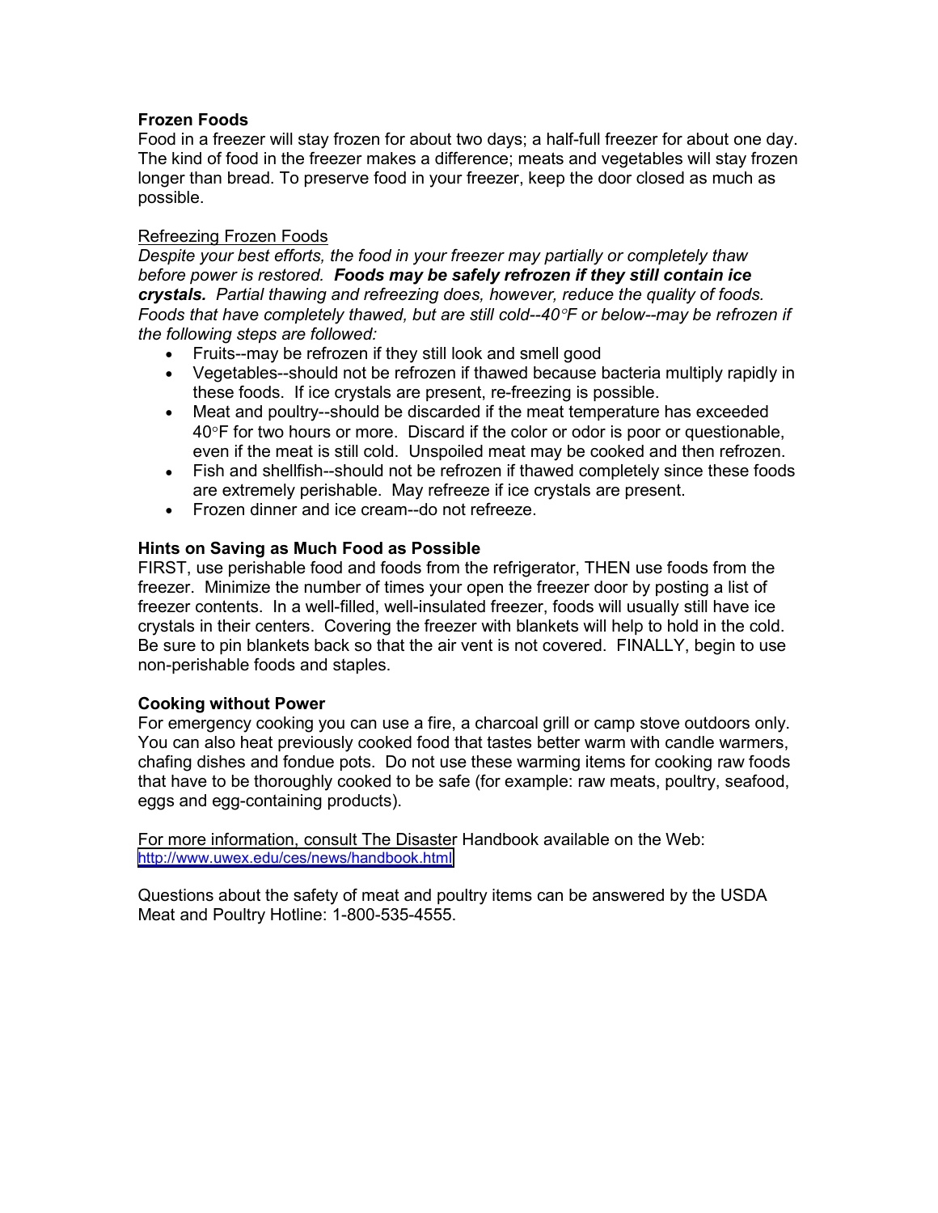**Frozen Foods**

Food in a freezer will stay frozen for about two days; a half-full freezer for about one day. The kind of food in the freezer makes a difference; meats and vegetables will stay frozen longer than bread. To preserve food in your freezer, keep the door closed as much as possible.

Refreezing Frozen Foods

*Despite your best efforts, the food in your freezer may partially or completely thaw before power is restored.* ***Foods may be safely refrozen if they still contain ice crystals.*** *Partial thawing and refreezing does, however, reduce the quality of foods. Foods that have completely thawed, but are still cold--40°F or below--may be refrozen if the following steps are followed:*

- Fruits--may be refrozen if they still look and smell good
- Vegetables--should not be refrozen if thawed because bacteria multiply rapidly in these foods. If ice crystals are present, re-freezing is possible.
- Meat and poultry--should be discarded if the meat temperature has exceeded 40°F for two hours or more. Discard if the color or odor is poor or questionable, even if the meat is still cold. Unspoiled meat may be cooked and then refrozen.
- Fish and shellfish--should not be refrozen if thawed completely since these foods are extremely perishable. May refreeze if ice crystals are present.
- Frozen dinner and ice cream--do not refreeze.

**Hints on Saving as Much Food as Possible**

FIRST, use perishable food and foods from the refrigerator, THEN use foods from the freezer. Minimize the number of times your open the freezer door by posting a list of freezer contents. In a well-filled, well-insulated freezer, foods will usually still have ice crystals in their centers. Covering the freezer with blankets will help to hold in the cold. Be sure to pin blankets back so that the air vent is not covered. FINALLY, begin to use non-perishable foods and staples.

**Cooking without Power**

For emergency cooking you can use a fire, a charcoal grill or camp stove outdoors only. You can also heat previously cooked food that tastes better warm with candle warmers, chafing dishes and fondue pots. Do not use these warming items for cooking raw foods that have to be thoroughly cooked to be safe (for example: raw meats, poultry, seafood, eggs and egg-containing products).

For more information, consult The Disaster Handbook available on the Web:
http://www.uwex.edu/ces/news/handbook.html

Questions about the safety of meat and poultry items can be answered by the USDA Meat and Poultry Hotline: 1-800-535-4555.